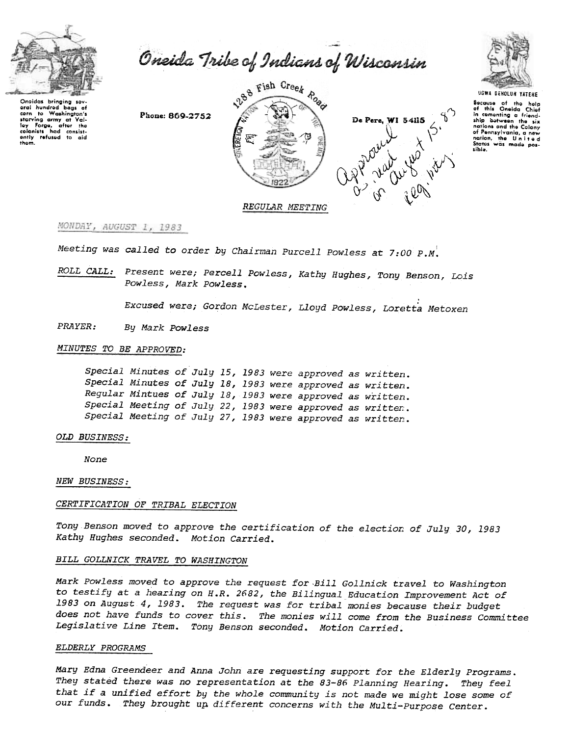# Oneida Tribe of Indians of Wisconsin

Onoidas bringing several hundred bags of corn to Washington's starving army at Valley Forge, after the colonists had consistently refused to aid them.

Phone: 869-2752

1288 Fish Creek Road

De Pere, WI 54115

UGWA DEHOLUH YATEHE

Because of the help of this Oneida Chief in cementing a friendship between the six nations and the Colony of Pennsylvania, a new nation, the United States was made possible.

approved as read on August 15, 83 reg. mtg.

## REGULAR MEETING

MONDAY, AUGUST 1, 1983

Meeting was called to order by Chairman Purcell Powless at 7:00 P.M.

ROLL CALL: Present were; Percell Powless, Kathy Hughes, Tony Benson, Lois Powless, Mark Powless.

Excused were; Gordon McLester, Lloyd Powless, Loretta Metoxen

PRAYER: By Mark Powless

MINUTES TO BE APPROVED:

Special Minutes of July 15, 1983 were approved as written.
Special Minutes of July 18, 1983 were approved as written.
Regular Mintues of July 18, 1983 were approved as written.
Special Meeting of July 22, 1983 were approved as written.
Special Meeting of July 27, 1983 were approved as written.

OLD BUSINESS:

None

NEW BUSINESS:

CERTIFICATION OF TRIBAL ELECTION

Tony Benson moved to approve the certification of the election of July 30, 1983 Kathy Hughes seconded. Motion Carried.

BILL GOLLNICK TRAVEL TO WASHINGTON

Mark Powless moved to approve the request for Bill Gollnick travel to Washington to testify at a hearing on H.R. 2682, the Bilingual Education Improvement Act of 1983 on August 4, 1983. The request was for tribal monies because their budget does not have funds to cover this. The monies will come from the Business Committee Legislative Line Item. Tony Benson seconded. Motion Carried.

ELDERLY PROGRAMS

Mary Edna Greendeer and Anna John are requesting support for the Elderly Programs. They stated there was no representation at the 83-86 Planning Hearing. They feel that if a unified effort by the whole community is not made we might lose some of our funds. They brought up different concerns with the Multi-Purpose Center.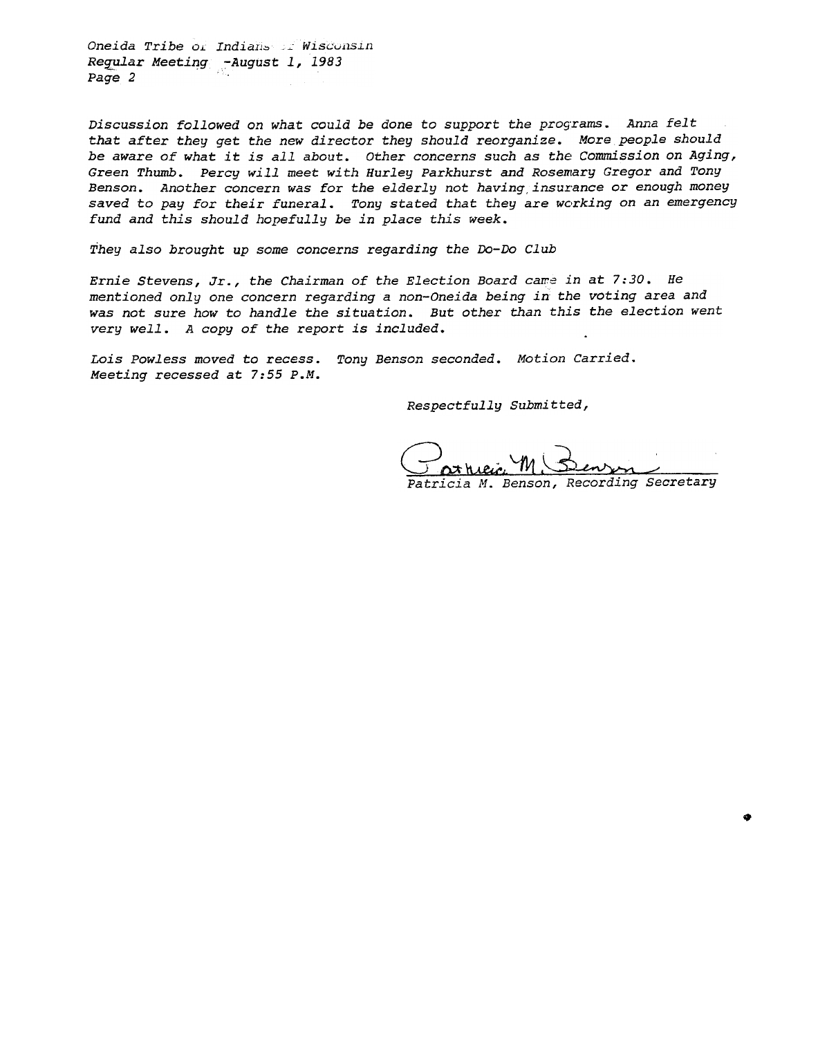Discussion followed on what could be done to support the programs. Anna felt that after they get the new director they should reorganize. More people should be aware of what it is all about. Other concerns such as the Commission on Aging, Green Thumb. Percy will meet with Hurley Parkhurst and Rosemary Gregor and Tony Benson. Another concern was for the elderly not having insurance or enough money saved to pay for their funeral. Tony stated that they are working on an emergency fund and this should hopefully be in place this week.

They also brought up some concerns regarding the Do-Do Club

Ernie Stevens, Jr., the Chairman of the Election Board came in at 7:30. He mentioned only one concern regarding a non-Oneida being in the voting area and was not sure how to handle the situation. But other than this the election went very well. A copy of the report is included.

Lois Powless moved to recess. Tony Benson seconded. Motion Carried. Meeting recessed at 7:55 P.M.

Respectfully Submitted,

Patricia M. Benson, Recording Secretary